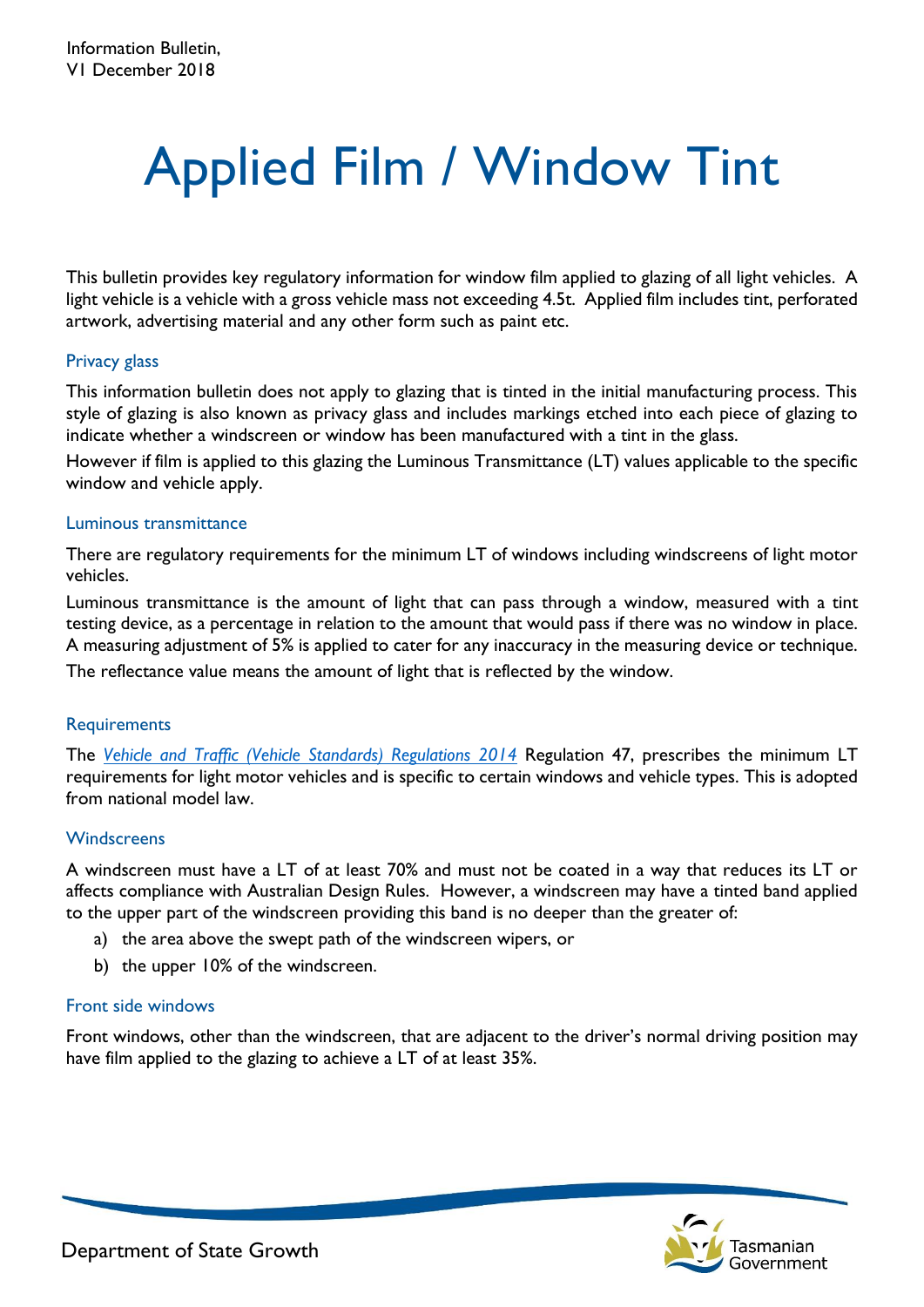Information Bulletin,
V1 December 2018

# Applied Film / Window Tint

This bulletin provides key regulatory information for window film applied to glazing of all light vehicles. A light vehicle is a vehicle with a gross vehicle mass not exceeding 4.5t. Applied film includes tint, perforated artwork, advertising material and any other form such as paint etc.

### Privacy glass

This information bulletin does not apply to glazing that is tinted in the initial manufacturing process. This style of glazing is also known as privacy glass and includes markings etched into each piece of glazing to indicate whether a windscreen or window has been manufactured with a tint in the glass.

However if film is applied to this glazing the Luminous Transmittance (LT) values applicable to the specific window and vehicle apply.

### Luminous transmittance

There are regulatory requirements for the minimum LT of windows including windscreens of light motor vehicles.

Luminous transmittance is the amount of light that can pass through a window, measured with a tint testing device, as a percentage in relation to the amount that would pass if there was no window in place. A measuring adjustment of 5% is applied to cater for any inaccuracy in the measuring device or technique.

The reflectance value means the amount of light that is reflected by the window.

### Requirements

The *Vehicle and Traffic (Vehicle Standards) Regulations 2014* Regulation 47, prescribes the minimum LT requirements for light motor vehicles and is specific to certain windows and vehicle types. This is adopted from national model law.

### Windscreens

A windscreen must have a LT of at least 70% and must not be coated in a way that reduces its LT or affects compliance with Australian Design Rules. However, a windscreen may have a tinted band applied to the upper part of the windscreen providing this band is no deeper than the greater of:

a) the area above the swept path of the windscreen wipers, or
b) the upper 10% of the windscreen.

### Front side windows

Front windows, other than the windscreen, that are adjacent to the driver's normal driving position may have film applied to the glazing to achieve a LT of at least 35%.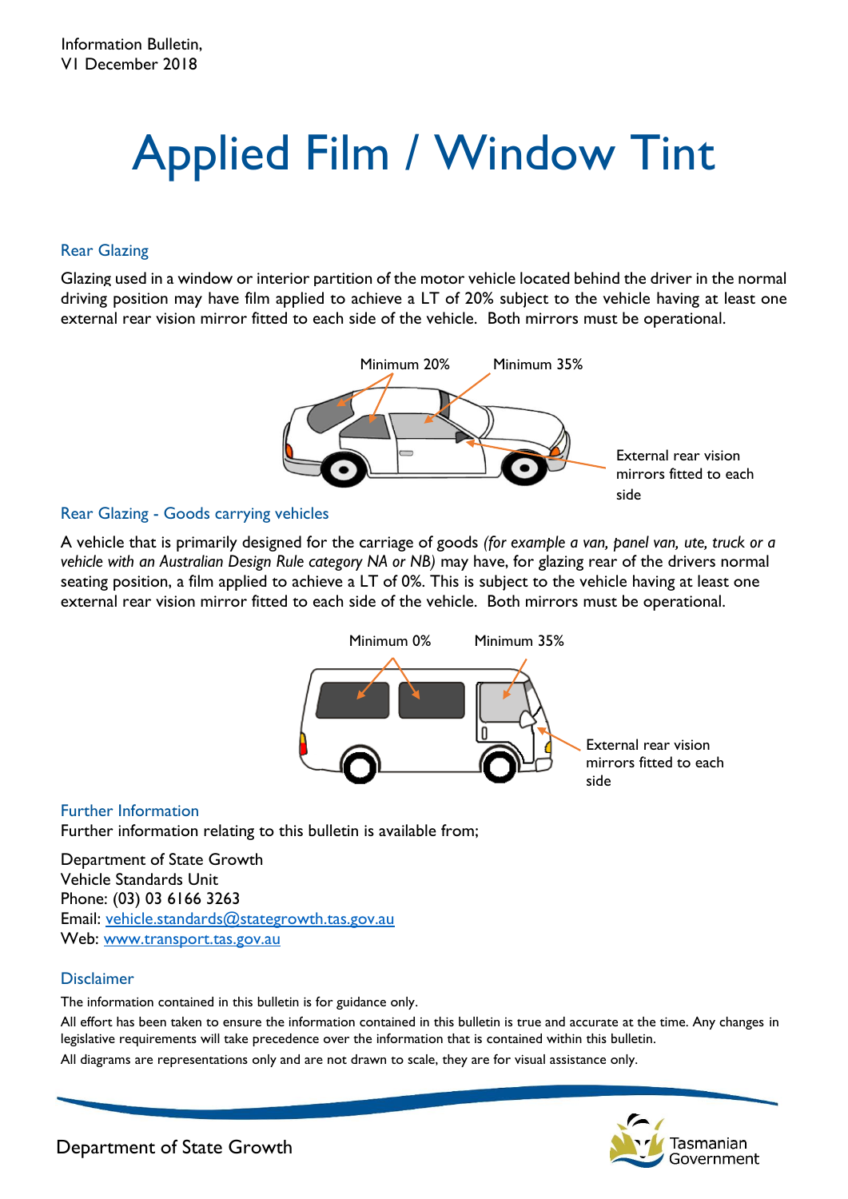Information Bulletin,
V1 December 2018

# Applied Film / Window Tint

## Rear Glazing

Glazing used in a window or interior partition of the motor vehicle located behind the driver in the normal driving position may have film applied to achieve a LT of 20% subject to the vehicle having at least one external rear vision mirror fitted to each side of the vehicle. Both mirrors must be operational.

Minimum 20%

Minimum 35%

External rear vision mirrors fitted to each side

## Rear Glazing - Goods carrying vehicles

A vehicle that is primarily designed for the carriage of goods *(for example a van, panel van, ute, truck or a vehicle with an Australian Design Rule category NA or NB)* may have, for glazing rear of the drivers normal seating position, a film applied to achieve a LT of 0%. This is subject to the vehicle having at least one external rear vision mirror fitted to each side of the vehicle. Both mirrors must be operational.

Minimum 0%

Minimum 35%

External rear vision mirrors fitted to each side

## Further Information

Further information relating to this bulletin is available from;

Department of State Growth
Vehicle Standards Unit
Phone: (03) 03 6166 3263
Email: vehicle.standards@stategrowth.tas.gov.au
Web: www.transport.tas.gov.au

## Disclaimer

The information contained in this bulletin is for guidance only.

All effort has been taken to ensure the information contained in this bulletin is true and accurate at the time. Any changes in legislative requirements will take precedence over the information that is contained within this bulletin.

All diagrams are representations only and are not drawn to scale, they are for visual assistance only.

Department of State Growth

Tasmanian Government